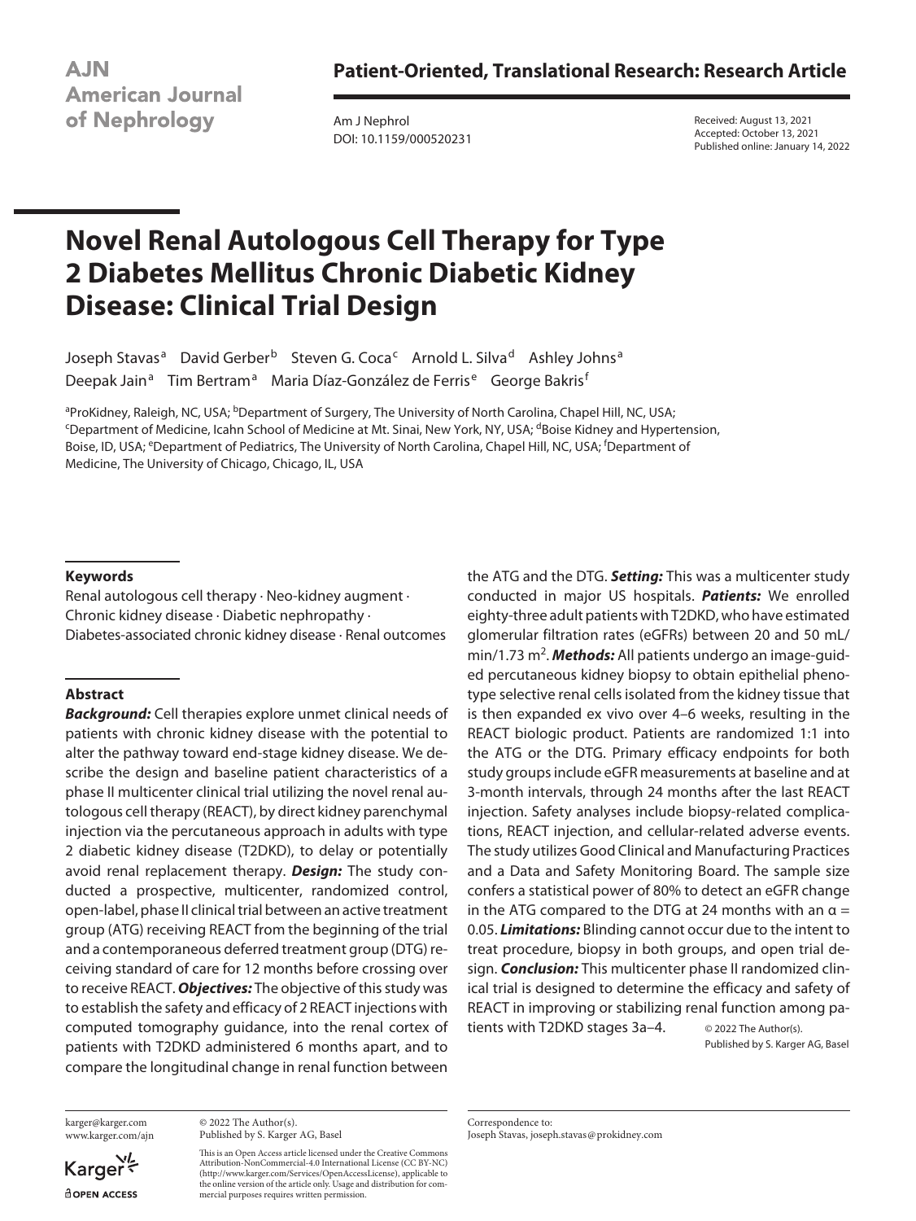AJN American Journal of Nephrology

**Patient-Oriented, Translational Research: Research Article**

Am J Nephrol
DOI: 10.1159/000520231

Received: August 13, 2021
Accepted: October 13, 2021
Published online: January 14, 2022

# Novel Renal Autologous Cell Therapy for Type 2 Diabetes Mellitus Chronic Diabetic Kidney Disease: Clinical Trial Design

Joseph Stavas[a] David Gerber[b] Steven G. Coca[c] Arnold L. Silva[d] Ashley Johns[a] Deepak Jain[a] Tim Bertram[a] Maria Díaz-González de Ferris[e] George Bakris[f]

[a]ProKidney, Raleigh, NC, USA; [b]Department of Surgery, The University of North Carolina, Chapel Hill, NC, USA; [c]Department of Medicine, Icahn School of Medicine at Mt. Sinai, New York, NY, USA; [d]Boise Kidney and Hypertension, Boise, ID, USA; [e]Department of Pediatrics, The University of North Carolina, Chapel Hill, NC, USA; [f]Department of Medicine, The University of Chicago, Chicago, IL, USA

## Keywords

Renal autologous cell therapy · Neo-kidney augment · Chronic kidney disease · Diabetic nephropathy · Diabetes-associated chronic kidney disease · Renal outcomes

## Abstract

***Background:*** Cell therapies explore unmet clinical needs of patients with chronic kidney disease with the potential to alter the pathway toward end-stage kidney disease. We describe the design and baseline patient characteristics of a phase II multicenter clinical trial utilizing the novel renal autologous cell therapy (REACT), by direct kidney parenchymal injection via the percutaneous approach in adults with type 2 diabetic kidney disease (T2DKD), to delay or potentially avoid renal replacement therapy. ***Design:*** The study conducted a prospective, multicenter, randomized control, open-label, phase II clinical trial between an active treatment group (ATG) receiving REACT from the beginning of the trial and a contemporaneous deferred treatment group (DTG) receiving standard of care for 12 months before crossing over to receive REACT. ***Objectives:*** The objective of this study was to establish the safety and efficacy of 2 REACT injections with computed tomography guidance, into the renal cortex of patients with T2DKD administered 6 months apart, and to compare the longitudinal change in renal function between the ATG and the DTG. ***Setting:*** This was a multicenter study conducted in major US hospitals. ***Patients:*** We enrolled eighty-three adult patients with T2DKD, who have estimated glomerular filtration rates (eGFRs) between 20 and 50 mL/min/1.73 m$^2$. ***Methods:*** All patients undergo an image-guided percutaneous kidney biopsy to obtain epithelial phenotype selective renal cells isolated from the kidney tissue that is then expanded ex vivo over 4–6 weeks, resulting in the REACT biologic product. Patients are randomized 1:1 into the ATG or the DTG. Primary efficacy endpoints for both study groups include eGFR measurements at baseline and at 3-month intervals, through 24 months after the last REACT injection. Safety analyses include biopsy-related complications, REACT injection, and cellular-related adverse events. The study utilizes Good Clinical and Manufacturing Practices and a Data and Safety Monitoring Board. The sample size confers a statistical power of 80% to detect an eGFR change in the ATG compared to the DTG at 24 months with an $\alpha = 0.05$. ***Limitations:*** Blinding cannot occur due to the intent to treat procedure, biopsy in both groups, and open trial design. ***Conclusion:*** This multicenter phase II randomized clinical trial is designed to determine the efficacy and safety of REACT in improving or stabilizing renal function among patients with T2DKD stages 3a–4.

© 2022 The Author(s).
Published by S. Karger AG, Basel

karger@karger.com
www.karger.com/ajn

© 2022 The Author(s).
Published by S. Karger AG, Basel

This is an Open Access article licensed under the Creative Commons Attribution-NonCommercial-4.0 International License (CC BY-NC) (http://www.karger.com/Services/OpenAccessLicense), applicable to the online version of the article only. Usage and distribution for commercial purposes requires written permission.

Correspondence to:
Joseph Stavas, joseph.stavas@prokidney.com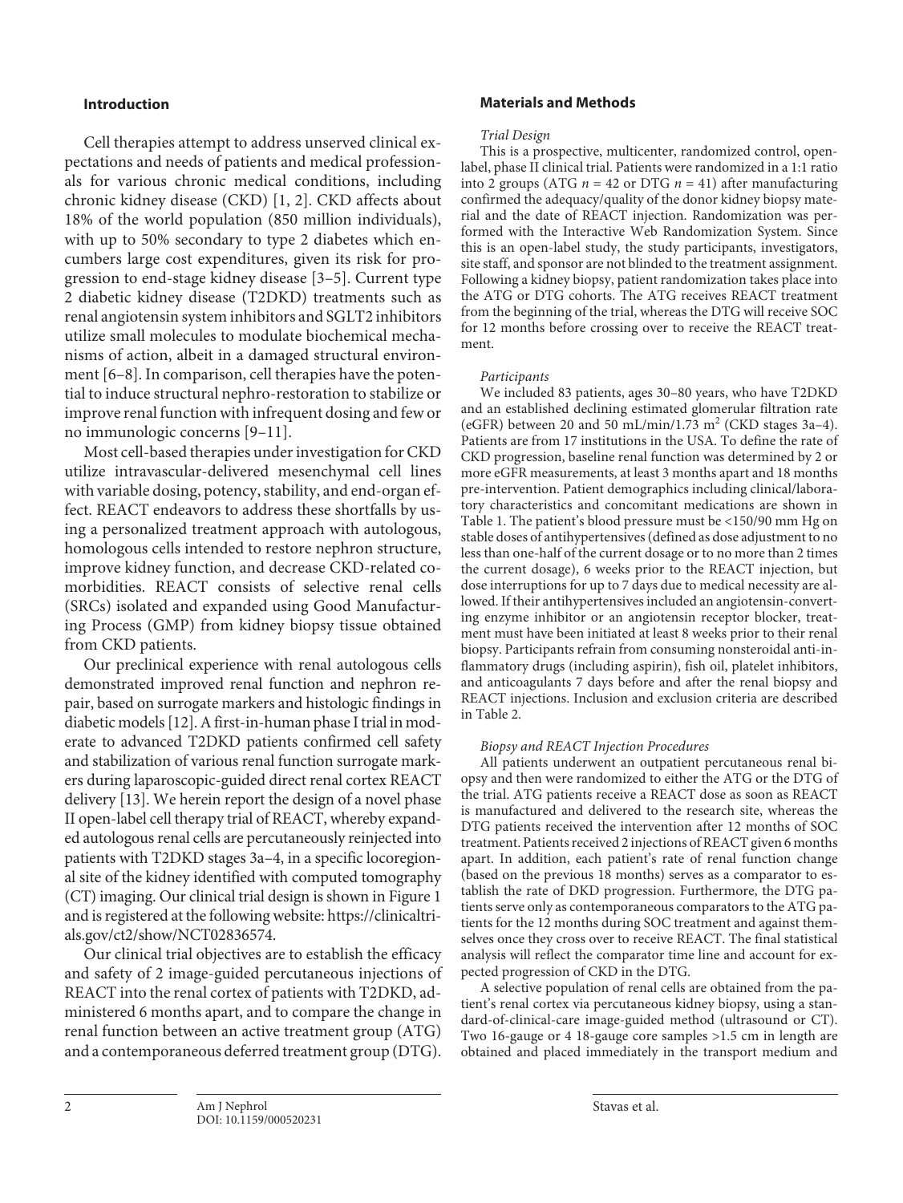## Introduction

Cell therapies attempt to address unserved clinical expectations and needs of patients and medical professionals for various chronic medical conditions, including chronic kidney disease (CKD) [1, 2]. CKD affects about 18% of the world population (850 million individuals), with up to 50% secondary to type 2 diabetes which encumbers large cost expenditures, given its risk for progression to end-stage kidney disease [3–5]. Current type 2 diabetic kidney disease (T2DKD) treatments such as renal angiotensin system inhibitors and SGLT2 inhibitors utilize small molecules to modulate biochemical mechanisms of action, albeit in a damaged structural environment [6–8]. In comparison, cell therapies have the potential to induce structural nephro-restoration to stabilize or improve renal function with infrequent dosing and few or no immunologic concerns [9–11].

Most cell-based therapies under investigation for CKD utilize intravascular-delivered mesenchymal cell lines with variable dosing, potency, stability, and end-organ effect. REACT endeavors to address these shortfalls by using a personalized treatment approach with autologous, homologous cells intended to restore nephron structure, improve kidney function, and decrease CKD-related comorbidities. REACT consists of selective renal cells (SRCs) isolated and expanded using Good Manufacturing Process (GMP) from kidney biopsy tissue obtained from CKD patients.

Our preclinical experience with renal autologous cells demonstrated improved renal function and nephron repair, based on surrogate markers and histologic findings in diabetic models [12]. A first-in-human phase I trial in moderate to advanced T2DKD patients confirmed cell safety and stabilization of various renal function surrogate markers during laparoscopic-guided direct renal cortex REACT delivery [13]. We herein report the design of a novel phase II open-label cell therapy trial of REACT, whereby expanded autologous renal cells are percutaneously reinjected into patients with T2DKD stages 3a–4, in a specific locoregional site of the kidney identified with computed tomography (CT) imaging. Our clinical trial design is shown in Figure 1 and is registered at the following website: https://clinicaltrials.gov/ct2/show/NCT02836574.

Our clinical trial objectives are to establish the efficacy and safety of 2 image-guided percutaneous injections of REACT into the renal cortex of patients with T2DKD, administered 6 months apart, and to compare the change in renal function between an active treatment group (ATG) and a contemporaneous deferred treatment group (DTG).

## Materials and Methods

### *Trial Design*

This is a prospective, multicenter, randomized control, open-label, phase II clinical trial. Patients were randomized in a 1:1 ratio into 2 groups (ATG $n = 42$ or DTG $n = 41$) after manufacturing confirmed the adequacy/quality of the donor kidney biopsy material and the date of REACT injection. Randomization was performed with the Interactive Web Randomization System. Since this is an open-label study, the study participants, investigators, site staff, and sponsor are not blinded to the treatment assignment. Following a kidney biopsy, patient randomization takes place into the ATG or DTG cohorts. The ATG receives REACT treatment from the beginning of the trial, whereas the DTG will receive SOC for 12 months before crossing over to receive the REACT treatment.

### *Participants*

We included 83 patients, ages 30–80 years, who have T2DKD and an established declining estimated glomerular filtration rate (eGFR) between 20 and 50 mL/min/1.73 m$^2$ (CKD stages 3a–4). Patients are from 17 institutions in the USA. To define the rate of CKD progression, baseline renal function was determined by 2 or more eGFR measurements, at least 3 months apart and 18 months pre-intervention. Patient demographics including clinical/laboratory characteristics and concomitant medications are shown in Table 1. The patient's blood pressure must be <150/90 mm Hg on stable doses of antihypertensives (defined as dose adjustment to no less than one-half of the current dosage or to no more than 2 times the current dosage), 6 weeks prior to the REACT injection, but dose interruptions for up to 7 days due to medical necessity are allowed. If their antihypertensives included an angiotensin-converting enzyme inhibitor or an angiotensin receptor blocker, treatment must have been initiated at least 8 weeks prior to their renal biopsy. Participants refrain from consuming nonsteroidal anti-inflammatory drugs (including aspirin), fish oil, platelet inhibitors, and anticoagulants 7 days before and after the renal biopsy and REACT injections. Inclusion and exclusion criteria are described in Table 2.

### *Biopsy and REACT Injection Procedures*

All patients underwent an outpatient percutaneous renal biopsy and then were randomized to either the ATG or the DTG of the trial. ATG patients receive a REACT dose as soon as REACT is manufactured and delivered to the research site, whereas the DTG patients received the intervention after 12 months of SOC treatment. Patients received 2 injections of REACT given 6 months apart. In addition, each patient's rate of renal function change (based on the previous 18 months) serves as a comparator to establish the rate of DKD progression. Furthermore, the DTG patients serve only as contemporaneous comparators to the ATG patients for the 12 months during SOC treatment and against themselves once they cross over to receive REACT. The final statistical analysis will reflect the comparator time line and account for expected progression of CKD in the DTG.

A selective population of renal cells are obtained from the patient's renal cortex via percutaneous kidney biopsy, using a standard-of-clinical-care image-guided method (ultrasound or CT). Two 16-gauge or 4 18-gauge core samples >1.5 cm in length are obtained and placed immediately in the transport medium and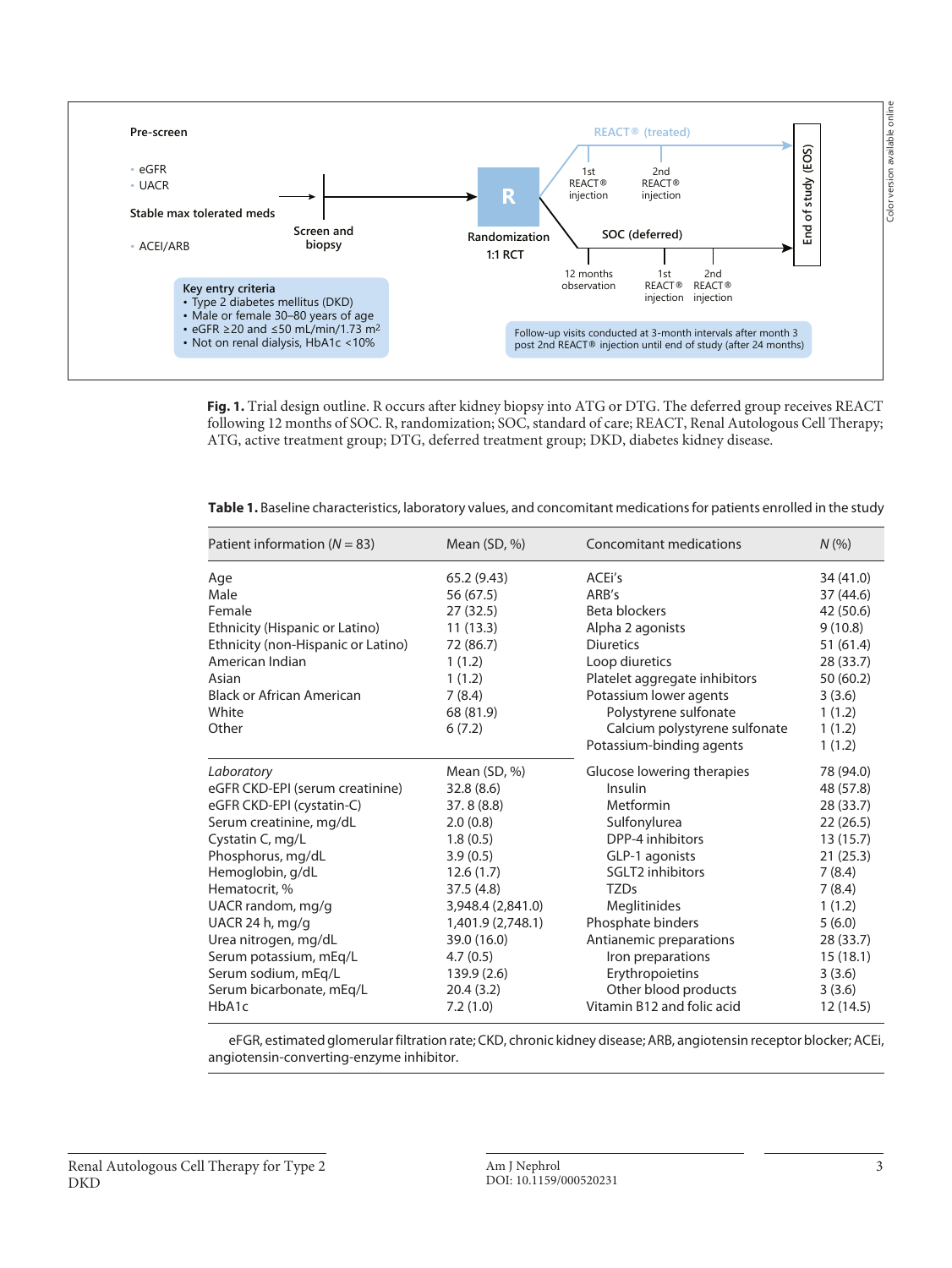**Fig. 1.** Trial design outline. R occurs after kidney biopsy into ATG or DTG. The deferred group receives REACT following 12 months of SOC. R, randomization; SOC, standard of care; REACT, Renal Autologous Cell Therapy; ATG, active treatment group; DTG, deferred treatment group; DKD, diabetes kidney disease.

**Table 1.** Baseline characteristics, laboratory values, and concomitant medications for patients enrolled in the study

| Patient information (*N* = 83) | Mean (SD, %) | Concomitant medications | *N* (%) |
|---|---|---|---|
| Age | 65.2 (9.43) | ACEi's | 34 (41.0) |
| Male | 56 (67.5) | ARB's | 37 (44.6) |
| Female | 27 (32.5) | Beta blockers | 42 (50.6) |
| Ethnicity (Hispanic or Latino) | 11 (13.3) | Alpha 2 agonists | 9 (10.8) |
| Ethnicity (non-Hispanic or Latino) | 72 (86.7) | Diuretics | 51 (61.4) |
| American Indian | 1 (1.2) | Loop diuretics | 28 (33.7) |
| Asian | 1 (1.2) | Platelet aggregate inhibitors | 50 (60.2) |
| Black or African American | 7 (8.4) | Potassium lower agents | 3 (3.6) |
| White | 68 (81.9) | Polystyrene sulfonate | 1 (1.2) |
| Other | 6 (7.2) | Calcium polystyrene sulfonate | 1 (1.2) |
| | | Potassium-binding agents | 1 (1.2) |
| *Laboratory* | Mean (SD, %) | Glucose lowering therapies | 78 (94.0) |
| eGFR CKD-EPI (serum creatinine) | 32.8 (8.6) | Insulin | 48 (57.8) |
| eGFR CKD-EPI (cystatin-C) | 37. 8 (8.8) | Metformin | 28 (33.7) |
| Serum creatinine, mg/dL | 2.0 (0.8) | Sulfonylurea | 22 (26.5) |
| Cystatin C, mg/L | 1.8 (0.5) | DPP-4 inhibitors | 13 (15.7) |
| Phosphorus, mg/dL | 3.9 (0.5) | GLP-1 agonists | 21 (25.3) |
| Hemoglobin, g/dL | 12.6 (1.7) | SGLT2 inhibitors | 7 (8.4) |
| Hematocrit, % | 37.5 (4.8) | TZDs | 7 (8.4) |
| UACR random, mg/g | 3,948.4 (2,841.0) | Meglitinides | 1 (1.2) |
| UACR 24 h, mg/g | 1,401.9 (2,748.1) | Phosphate binders | 5 (6.0) |
| Urea nitrogen, mg/dL | 39.0 (16.0) | Antianemic preparations | 28 (33.7) |
| Serum potassium, mEq/L | 4.7 (0.5) | Iron preparations | 15 (18.1) |
| Serum sodium, mEq/L | 139.9 (2.6) | Erythropoietins | 3 (3.6) |
| Serum bicarbonate, mEq/L | 20.4 (3.2) | Other blood products | 3 (3.6) |
| HbA1c | 7.2 (1.0) | Vitamin B12 and folic acid | 12 (14.5) |

eFGR, estimated glomerular filtration rate; CKD, chronic kidney disease; ARB, angiotensin receptor blocker; ACEi, angiotensin-converting-enzyme inhibitor.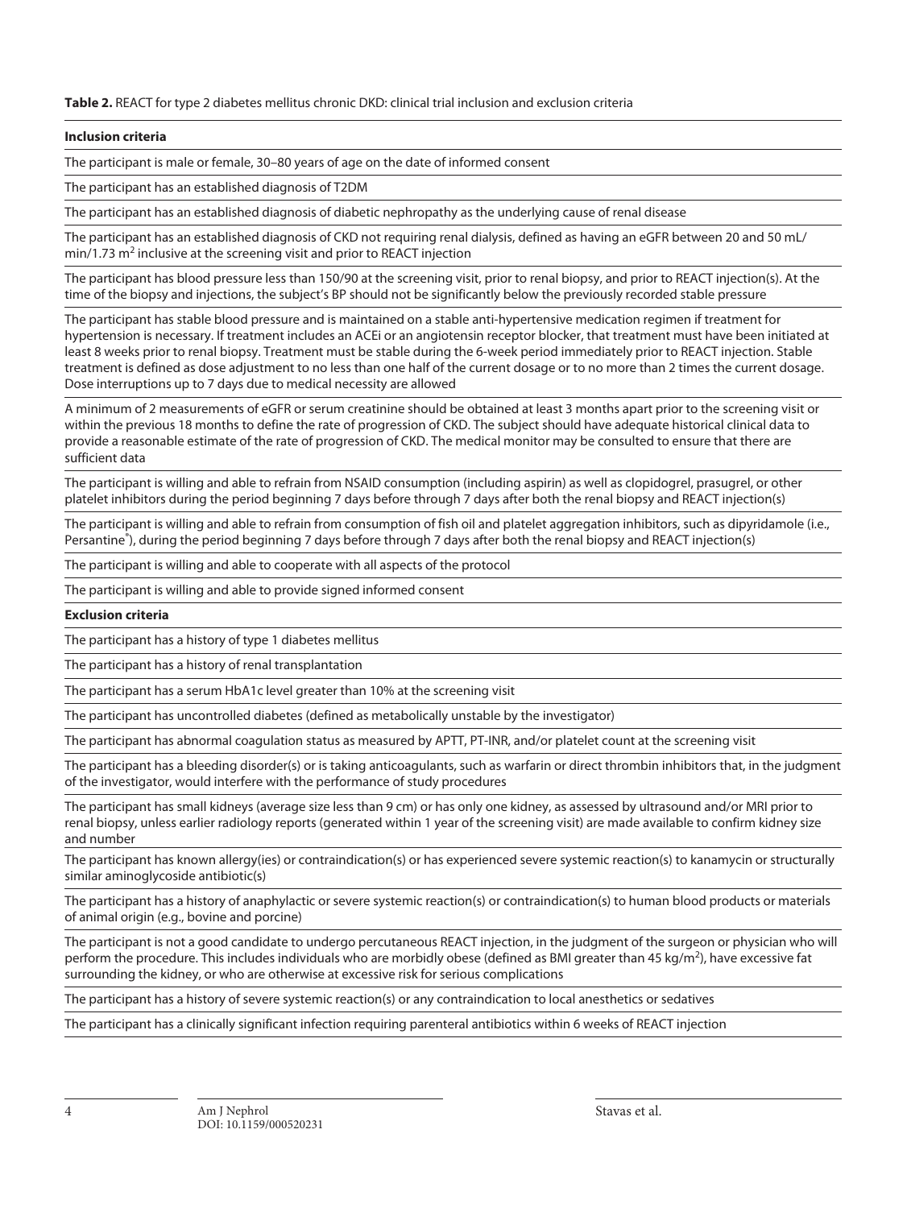**Table 2.** REACT for type 2 diabetes mellitus chronic DKD: clinical trial inclusion and exclusion criteria

| **Inclusion criteria** |
|---|
| The participant is male or female, 30–80 years of age on the date of informed consent |
| The participant has an established diagnosis of T2DM |
| The participant has an established diagnosis of diabetic nephropathy as the underlying cause of renal disease |
| The participant has an established diagnosis of CKD not requiring renal dialysis, defined as having an eGFR between 20 and 50 mL/min/1.73 $m^2$ inclusive at the screening visit and prior to REACT injection |
| The participant has blood pressure less than 150/90 at the screening visit, prior to renal biopsy, and prior to REACT injection(s). At the time of the biopsy and injections, the subject's BP should not be significantly below the previously recorded stable pressure |
| The participant has stable blood pressure and is maintained on a stable anti-hypertensive medication regimen if treatment for hypertension is necessary. If treatment includes an ACEi or an angiotensin receptor blocker, that treatment must have been initiated at least 8 weeks prior to renal biopsy. Treatment must be stable during the 6-week period immediately prior to REACT injection. Stable treatment is defined as dose adjustment to no less than one half of the current dosage or to no more than 2 times the current dosage. Dose interruptions up to 7 days due to medical necessity are allowed |
| A minimum of 2 measurements of eGFR or serum creatinine should be obtained at least 3 months apart prior to the screening visit or within the previous 18 months to define the rate of progression of CKD. The subject should have adequate historical clinical data to provide a reasonable estimate of the rate of progression of CKD. The medical monitor may be consulted to ensure that there are sufficient data |
| The participant is willing and able to refrain from NSAID consumption (including aspirin) as well as clopidogrel, prasugrel, or other platelet inhibitors during the period beginning 7 days before through 7 days after both the renal biopsy and REACT injection(s) |
| The participant is willing and able to refrain from consumption of fish oil and platelet aggregation inhibitors, such as dipyridamole (i.e., Persantine®), during the period beginning 7 days before through 7 days after both the renal biopsy and REACT injection(s) |
| The participant is willing and able to cooperate with all aspects of the protocol |
| The participant is willing and able to provide signed informed consent |
| **Exclusion criteria** |
| The participant has a history of type 1 diabetes mellitus |
| The participant has a history of renal transplantation |
| The participant has a serum HbA1c level greater than 10% at the screening visit |
| The participant has uncontrolled diabetes (defined as metabolically unstable by the investigator) |
| The participant has abnormal coagulation status as measured by APTT, PT-INR, and/or platelet count at the screening visit |
| The participant has a bleeding disorder(s) or is taking anticoagulants, such as warfarin or direct thrombin inhibitors that, in the judgment of the investigator, would interfere with the performance of study procedures |
| The participant has small kidneys (average size less than 9 cm) or has only one kidney, as assessed by ultrasound and/or MRI prior to renal biopsy, unless earlier radiology reports (generated within 1 year of the screening visit) are made available to confirm kidney size and number |
| The participant has known allergy(ies) or contraindication(s) or has experienced severe systemic reaction(s) to kanamycin or structurally similar aminoglycoside antibiotic(s) |
| The participant has a history of anaphylactic or severe systemic reaction(s) or contraindication(s) to human blood products or materials of animal origin (e.g., bovine and porcine) |
| The participant is not a good candidate to undergo percutaneous REACT injection, in the judgment of the surgeon or physician who will perform the procedure. This includes individuals who are morbidly obese (defined as BMI greater than 45 kg/$m^2$), have excessive fat surrounding the kidney, or who are otherwise at excessive risk for serious complications |
| The participant has a history of severe systemic reaction(s) or any contraindication to local anesthetics or sedatives |
| The participant has a clinically significant infection requiring parenteral antibiotics within 6 weeks of REACT injection |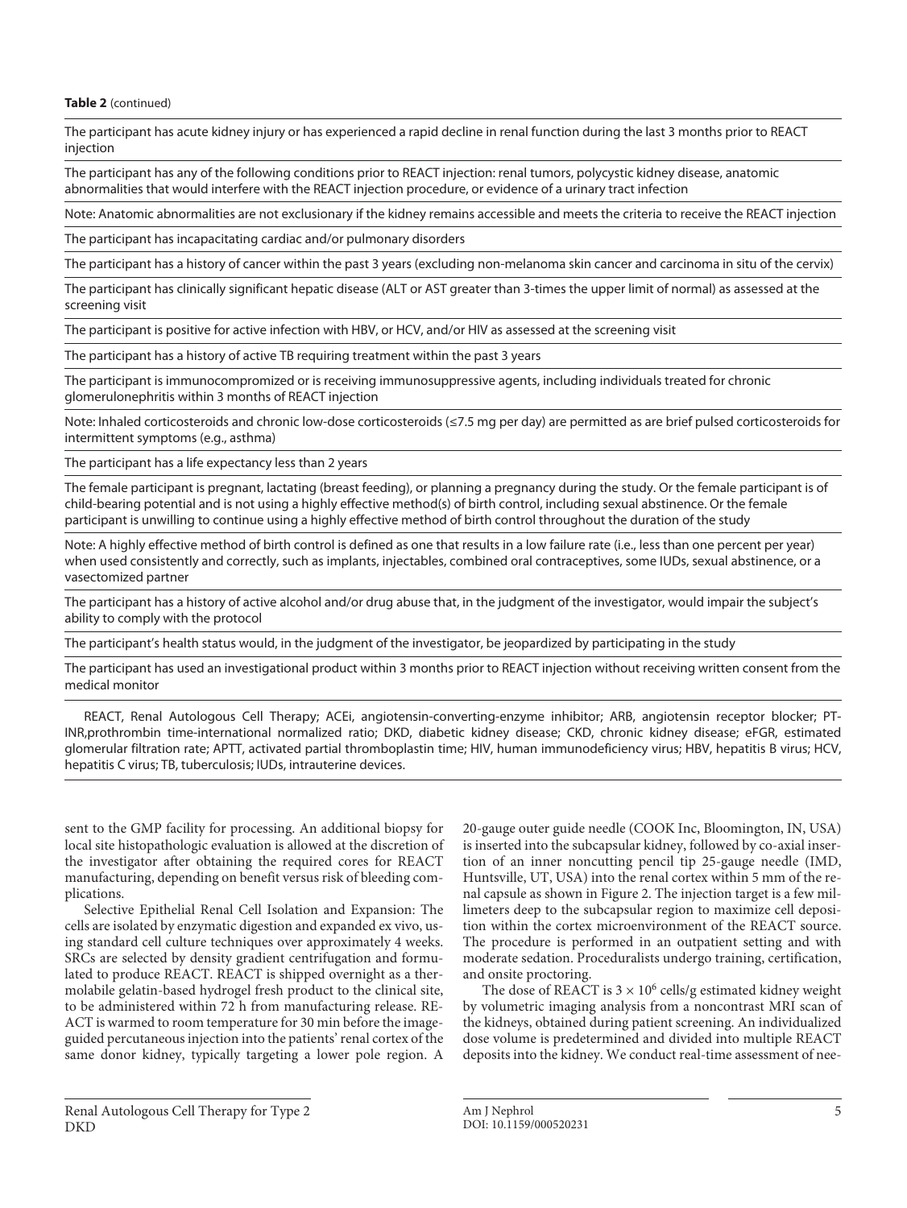**Table 2** (continued)

| |
|---|
| The participant has acute kidney injury or has experienced a rapid decline in renal function during the last 3 months prior to REACT injection |
| The participant has any of the following conditions prior to REACT injection: renal tumors, polycystic kidney disease, anatomic abnormalities that would interfere with the REACT injection procedure, or evidence of a urinary tract infection |
| Note: Anatomic abnormalities are not exclusionary if the kidney remains accessible and meets the criteria to receive the REACT injection |
| The participant has incapacitating cardiac and/or pulmonary disorders |
| The participant has a history of cancer within the past 3 years (excluding non-melanoma skin cancer and carcinoma in situ of the cervix) |
| The participant has clinically significant hepatic disease (ALT or AST greater than 3-times the upper limit of normal) as assessed at the screening visit |
| The participant is positive for active infection with HBV, or HCV, and/or HIV as assessed at the screening visit |
| The participant has a history of active TB requiring treatment within the past 3 years |
| The participant is immunocompromized or is receiving immunosuppressive agents, including individuals treated for chronic glomerulonephritis within 3 months of REACT injection |
| Note: Inhaled corticosteroids and chronic low-dose corticosteroids (≤7.5 mg per day) are permitted as are brief pulsed corticosteroids for intermittent symptoms (e.g., asthma) |
| The participant has a life expectancy less than 2 years |
| The female participant is pregnant, lactating (breast feeding), or planning a pregnancy during the study. Or the female participant is of child-bearing potential and is not using a highly effective method(s) of birth control, including sexual abstinence. Or the female participant is unwilling to continue using a highly effective method of birth control throughout the duration of the study |
| Note: A highly effective method of birth control is defined as one that results in a low failure rate (i.e., less than one percent per year) when used consistently and correctly, such as implants, injectables, combined oral contraceptives, some IUDs, sexual abstinence, or a vasectomized partner |
| The participant has a history of active alcohol and/or drug abuse that, in the judgment of the investigator, would impair the subject's ability to comply with the protocol |
| The participant's health status would, in the judgment of the investigator, be jeopardized by participating in the study |
| The participant has used an investigational product within 3 months prior to REACT injection without receiving written consent from the medical monitor |

REACT, Renal Autologous Cell Therapy; ACEi, angiotensin-converting-enzyme inhibitor; ARB, angiotensin receptor blocker; PT-INR,prothrombin time-international normalized ratio; DKD, diabetic kidney disease; CKD, chronic kidney disease; eFGR, estimated glomerular filtration rate; APTT, activated partial thromboplastin time; HIV, human immunodeficiency virus; HBV, hepatitis B virus; HCV, hepatitis C virus; TB, tuberculosis; IUDs, intrauterine devices.

sent to the GMP facility for processing. An additional biopsy for local site histopathologic evaluation is allowed at the discretion of the investigator after obtaining the required cores for REACT manufacturing, depending on benefit versus risk of bleeding complications.

Selective Epithelial Renal Cell Isolation and Expansion: The cells are isolated by enzymatic digestion and expanded ex vivo, using standard cell culture techniques over approximately 4 weeks. SRCs are selected by density gradient centrifugation and formulated to produce REACT. REACT is shipped overnight as a thermolabile gelatin-based hydrogel fresh product to the clinical site, to be administered within 72 h from manufacturing release. REACT is warmed to room temperature for 30 min before the image-guided percutaneous injection into the patients' renal cortex of the same donor kidney, typically targeting a lower pole region. A 20-gauge outer guide needle (COOK Inc, Bloomington, IN, USA) is inserted into the subcapsular kidney, followed by co-axial insertion of an inner noncutting pencil tip 25-gauge needle (IMD, Huntsville, UT, USA) into the renal cortex within 5 mm of the renal capsule as shown in Figure 2. The injection target is a few millimeters deep to the subcapsular region to maximize cell deposition within the cortex microenvironment of the REACT source. The procedure is performed in an outpatient setting and with moderate sedation. Proceduralists undergo training, certification, and onsite proctoring.

The dose of REACT is $3 \times 10^6$ cells/g estimated kidney weight by volumetric imaging analysis from a noncontrast MRI scan of the kidneys, obtained during patient screening. An individualized dose volume is predetermined and divided into multiple REACT deposits into the kidney. We conduct real-time assessment of nee-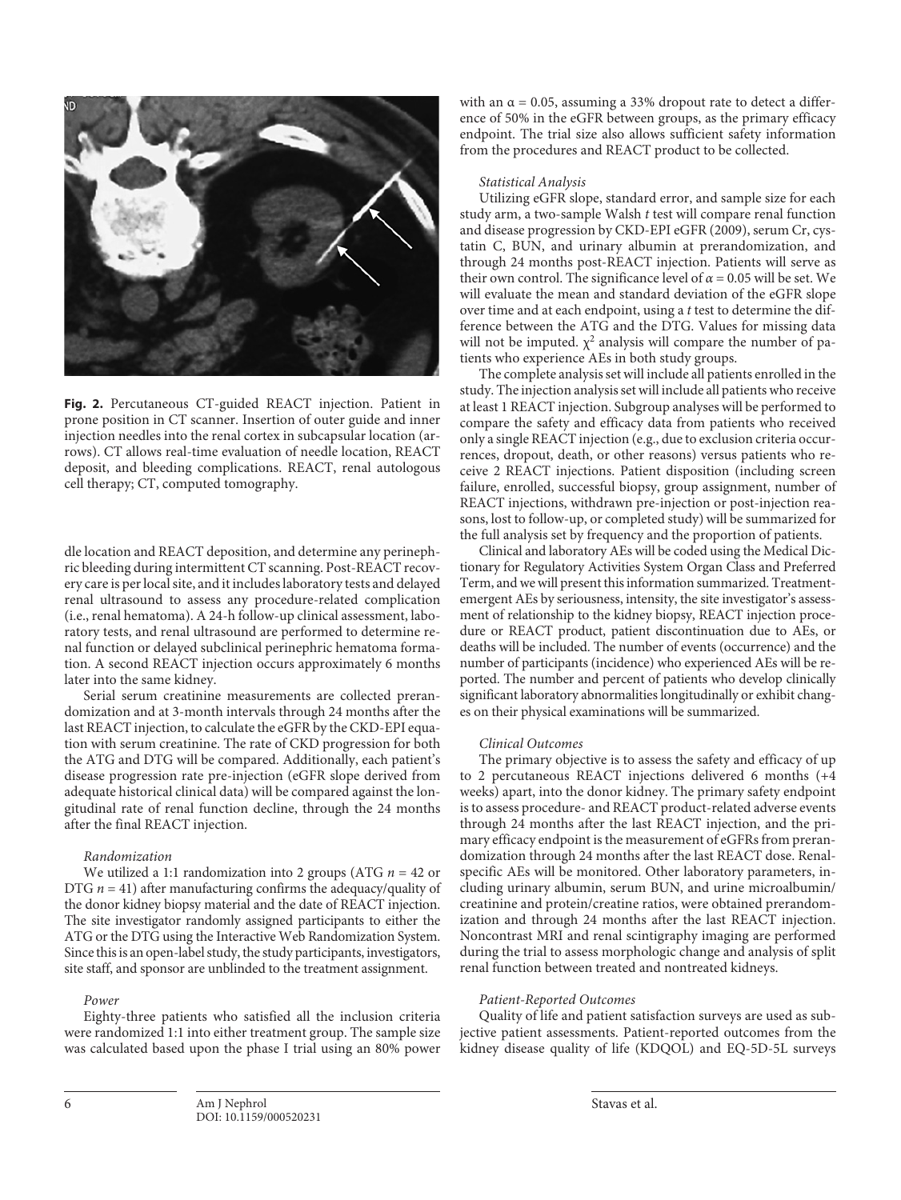**Fig. 2.** Percutaneous CT-guided REACT injection. Patient in prone position in CT scanner. Insertion of outer guide and inner injection needles into the renal cortex in subcapsular location (arrows). CT allows real-time evaluation of needle location, REACT deposit, and bleeding complications. REACT, renal autologous cell therapy; CT, computed tomography.

dle location and REACT deposition, and determine any perinephric bleeding during intermittent CT scanning. Post-REACT recovery care is per local site, and it includes laboratory tests and delayed renal ultrasound to assess any procedure-related complication (i.e., renal hematoma). A 24-h follow-up clinical assessment, laboratory tests, and renal ultrasound are performed to determine renal function or delayed subclinical perinephric hematoma formation. A second REACT injection occurs approximately 6 months later into the same kidney.

Serial serum creatinine measurements are collected prerandomization and at 3-month intervals through 24 months after the last REACT injection, to calculate the eGFR by the CKD-EPI equation with serum creatinine. The rate of CKD progression for both the ATG and DTG will be compared. Additionally, each patient's disease progression rate pre-injection (eGFR slope derived from adequate historical clinical data) will be compared against the longitudinal rate of renal function decline, through the 24 months after the final REACT injection.

*Randomization*

We utilized a 1:1 randomization into 2 groups (ATG $n = 42$ or DTG $n = 41$) after manufacturing confirms the adequacy/quality of the donor kidney biopsy material and the date of REACT injection. The site investigator randomly assigned participants to either the ATG or the DTG using the Interactive Web Randomization System. Since this is an open-label study, the study participants, investigators, site staff, and sponsor are unblinded to the treatment assignment.

*Power*

Eighty-three patients who satisfied all the inclusion criteria were randomized 1:1 into either treatment group. The sample size was calculated based upon the phase I trial using an 80% power with an $\alpha = 0.05$, assuming a 33% dropout rate to detect a difference of 50% in the eGFR between groups, as the primary efficacy endpoint. The trial size also allows sufficient safety information from the procedures and REACT product to be collected.

*Statistical Analysis*

Utilizing eGFR slope, standard error, and sample size for each study arm, a two-sample Walsh *t* test will compare renal function and disease progression by CKD-EPI eGFR (2009), serum Cr, cystatin C, BUN, and urinary albumin at prerandomization, and through 24 months post-REACT injection. Patients will serve as their own control. The significance level of $\alpha = 0.05$ will be set. We will evaluate the mean and standard deviation of the eGFR slope over time and at each endpoint, using a *t* test to determine the difference between the ATG and the DTG. Values for missing data will not be imputed. $\chi^2$ analysis will compare the number of patients who experience AEs in both study groups.

The complete analysis set will include all patients enrolled in the study. The injection analysis set will include all patients who receive at least 1 REACT injection. Subgroup analyses will be performed to compare the safety and efficacy data from patients who received only a single REACT injection (e.g., due to exclusion criteria occurrences, dropout, death, or other reasons) versus patients who receive 2 REACT injections. Patient disposition (including screen failure, enrolled, successful biopsy, group assignment, number of REACT injections, withdrawn pre-injection or post-injection reasons, lost to follow-up, or completed study) will be summarized for the full analysis set by frequency and the proportion of patients.

Clinical and laboratory AEs will be coded using the Medical Dictionary for Regulatory Activities System Organ Class and Preferred Term, and we will present this information summarized. Treatment-emergent AEs by seriousness, intensity, the site investigator's assessment of relationship to the kidney biopsy, REACT injection procedure or REACT product, patient discontinuation due to AEs, or deaths will be included. The number of events (occurrence) and the number of participants (incidence) who experienced AEs will be reported. The number and percent of patients who develop clinically significant laboratory abnormalities longitudinally or exhibit changes on their physical examinations will be summarized.

*Clinical Outcomes*

The primary objective is to assess the safety and efficacy of up to 2 percutaneous REACT injections delivered 6 months (+4 weeks) apart, into the donor kidney. The primary safety endpoint is to assess procedure- and REACT product-related adverse events through 24 months after the last REACT injection, and the primary efficacy endpoint is the measurement of eGFRs from prerandomization through 24 months after the last REACT dose. Renal-specific AEs will be monitored. Other laboratory parameters, including urinary albumin, serum BUN, and urine microalbumin/creatinine and protein/creatine ratios, were obtained prerandomization and through 24 months after the last REACT injection. Noncontrast MRI and renal scintigraphy imaging are performed during the trial to assess morphologic change and analysis of split renal function between treated and nontreated kidneys.

*Patient-Reported Outcomes*

Quality of life and patient satisfaction surveys are used as subjective patient assessments. Patient-reported outcomes from the kidney disease quality of life (KDQOL) and EQ-5D-5L surveys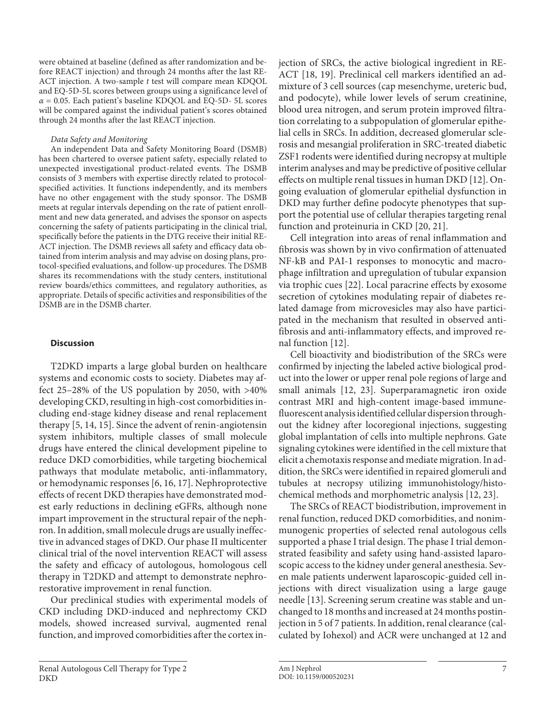were obtained at baseline (defined as after randomization and before REACT injection) and through 24 months after the last REACT injection. A two-sample *t* test will compare mean KDQOL and EQ-5D-5L scores between groups using a significance level of $\alpha = 0.05$. Each patient's baseline KDQOL and EQ-5D- 5L scores will be compared against the individual patient's scores obtained through 24 months after the last REACT injection.

*Data Safety and Monitoring*

An independent Data and Safety Monitoring Board (DSMB) has been chartered to oversee patient safety, especially related to unexpected investigational product-related events. The DSMB consists of 3 members with expertise directly related to protocol-specified activities. It functions independently, and its members have no other engagement with the study sponsor. The DSMB meets at regular intervals depending on the rate of patient enrollment and new data generated, and advises the sponsor on aspects concerning the safety of patients participating in the clinical trial, specifically before the patients in the DTG receive their initial REACT injection. The DSMB reviews all safety and efficacy data obtained from interim analysis and may advise on dosing plans, protocol-specified evaluations, and follow-up procedures. The DSMB shares its recommendations with the study centers, institutional review boards/ethics committees, and regulatory authorities, as appropriate. Details of specific activities and responsibilities of the DSMB are in the DSMB charter.

## Discussion

T2DKD imparts a large global burden on healthcare systems and economic costs to society. Diabetes may affect 25–28% of the US population by 2050, with >40% developing CKD, resulting in high-cost comorbidities including end-stage kidney disease and renal replacement therapy [5, 14, 15]. Since the advent of renin-angiotensin system inhibitors, multiple classes of small molecule drugs have entered the clinical development pipeline to reduce DKD comorbidities, while targeting biochemical pathways that modulate metabolic, anti-inflammatory, or hemodynamic responses [6, 16, 17]. Nephroprotective effects of recent DKD therapies have demonstrated modest early reductions in declining eGFRs, although none impart improvement in the structural repair of the nephron. In addition, small molecule drugs are usually ineffective in advanced stages of DKD. Our phase II multicenter clinical trial of the novel intervention REACT will assess the safety and efficacy of autologous, homologous cell therapy in T2DKD and attempt to demonstrate nephrorestorative improvement in renal function.

Our preclinical studies with experimental models of CKD including DKD-induced and nephrectomy CKD models, showed increased survival, augmented renal function, and improved comorbidities after the cortex injection of SRCs, the active biological ingredient in REACT [18, 19]. Preclinical cell markers identified an admixture of 3 cell sources (cap mesenchyme, ureteric bud, and podocyte), while lower levels of serum creatinine, blood urea nitrogen, and serum protein improved filtration correlating to a subpopulation of glomerular epithelial cells in SRCs. In addition, decreased glomerular sclerosis and mesangial proliferation in SRC-treated diabetic ZSF1 rodents were identified during necropsy at multiple interim analyses and may be predictive of positive cellular effects on multiple renal tissues in human DKD [12]. Ongoing evaluation of glomerular epithelial dysfunction in DKD may further define podocyte phenotypes that support the potential use of cellular therapies targeting renal function and proteinuria in CKD [20, 21].

Cell integration into areas of renal inflammation and fibrosis was shown by in vivo confirmation of attenuated NF-kB and PAI-1 responses to monocytic and macrophage infiltration and upregulation of tubular expansion via trophic cues [22]. Local paracrine effects by exosome secretion of cytokines modulating repair of diabetes related damage from microvesicles may also have participated in the mechanism that resulted in observed antifibrosis and anti-inflammatory effects, and improved renal function [12].

Cell bioactivity and biodistribution of the SRCs were confirmed by injecting the labeled active biological product into the lower or upper renal pole regions of large and small animals [12, 23]. Superparamagnetic iron oxide contrast MRI and high-content image-based immunefluorescent analysis identified cellular dispersion throughout the kidney after locoregional injections, suggesting global implantation of cells into multiple nephrons. Gate signaling cytokines were identified in the cell mixture that elicit a chemotaxis response and mediate migration. In addition, the SRCs were identified in repaired glomeruli and tubules at necropsy utilizing immunohistology/histochemical methods and morphometric analysis [12, 23].

The SRCs of REACT biodistribution, improvement in renal function, reduced DKD comorbidities, and nonimmunogenic properties of selected renal autologous cells supported a phase I trial design. The phase I trial demonstrated feasibility and safety using hand-assisted laparoscopic access to the kidney under general anesthesia. Seven male patients underwent laparoscopic-guided cell injections with direct visualization using a large gauge needle [13]. Screening serum creatine was stable and unchanged to 18 months and increased at 24 months postinjection in 5 of 7 patients. In addition, renal clearance (calculated by Iohexol) and ACR were unchanged at 12 and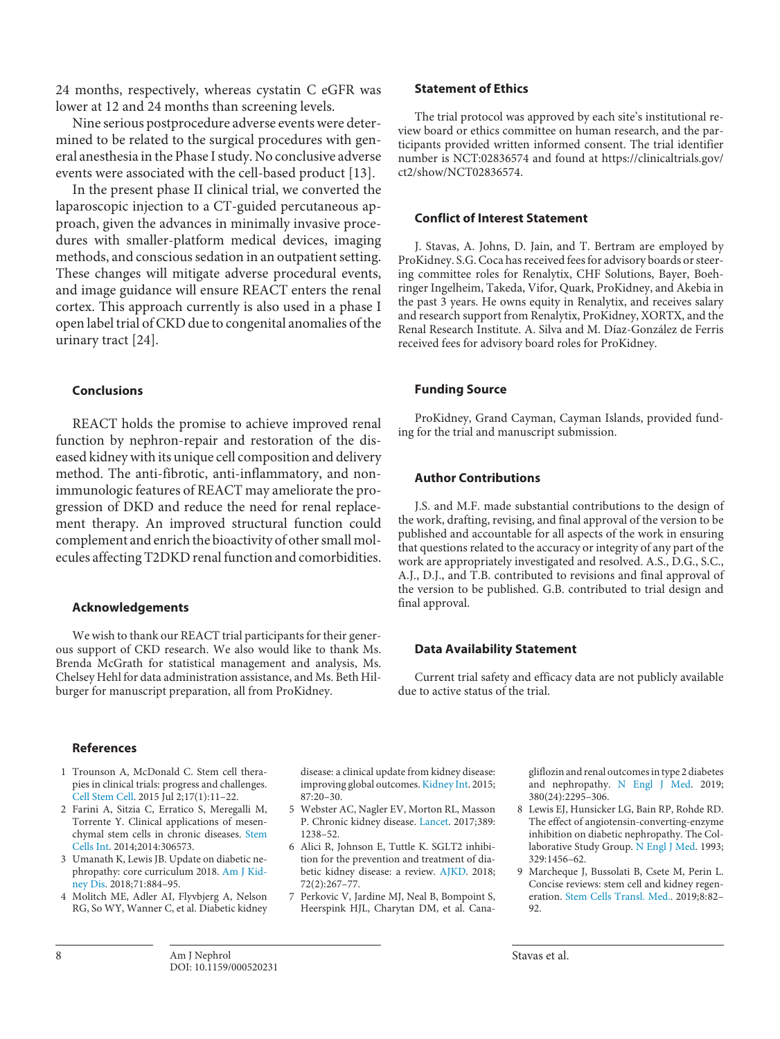24 months, respectively, whereas cystatin C eGFR was lower at 12 and 24 months than screening levels.

Nine serious postprocedure adverse events were determined to be related to the surgical procedures with general anesthesia in the Phase I study. No conclusive adverse events were associated with the cell-based product [13].

In the present phase II clinical trial, we converted the laparoscopic injection to a CT-guided percutaneous approach, given the advances in minimally invasive procedures with smaller-platform medical devices, imaging methods, and conscious sedation in an outpatient setting. These changes will mitigate adverse procedural events, and image guidance will ensure REACT enters the renal cortex. This approach currently is also used in a phase I open label trial of CKD due to congenital anomalies of the urinary tract [24].

## Conclusions

REACT holds the promise to achieve improved renal function by nephron-repair and restoration of the diseased kidney with its unique cell composition and delivery method. The anti-fibrotic, anti-inflammatory, and non-immunologic features of REACT may ameliorate the progression of DKD and reduce the need for renal replacement therapy. An improved structural function could complement and enrich the bioactivity of other small molecules affecting T2DKD renal function and comorbidities.

## Acknowledgements

We wish to thank our REACT trial participants for their generous support of CKD research. We also would like to thank Ms. Brenda McGrath for statistical management and analysis, Ms. Chelsey Hehl for data administration assistance, and Ms. Beth Hilburger for manuscript preparation, all from ProKidney.

## Statement of Ethics

The trial protocol was approved by each site's institutional review board or ethics committee on human research, and the participants provided written informed consent. The trial identifier number is NCT:02836574 and found at https://clinicaltrials.gov/ct2/show/NCT02836574.

## Conflict of Interest Statement

J. Stavas, A. Johns, D. Jain, and T. Bertram are employed by ProKidney. S.G. Coca has received fees for advisory boards or steering committee roles for Renalytix, CHF Solutions, Bayer, Boehringer Ingelheim, Takeda, Vifor, Quark, ProKidney, and Akebia in the past 3 years. He owns equity in Renalytix, and receives salary and research support from Renalytix, ProKidney, XORTX, and the Renal Research Institute. A. Silva and M. Díaz-González de Ferris received fees for advisory board roles for ProKidney.

## Funding Source

ProKidney, Grand Cayman, Cayman Islands, provided funding for the trial and manuscript submission.

## Author Contributions

J.S. and M.F. made substantial contributions to the design of the work, drafting, revising, and final approval of the version to be published and accountable for all aspects of the work in ensuring that questions related to the accuracy or integrity of any part of the work are appropriately investigated and resolved. A.S., D.G., S.C., A.J., D.J., and T.B. contributed to revisions and final approval of the version to be published. G.B. contributed to trial design and final approval.

## Data Availability Statement

Current trial safety and efficacy data are not publicly available due to active status of the trial.

## References

1. Trounson A, McDonald C. Stem cell therapies in clinical trials: progress and challenges. Cell Stem Cell. 2015 Jul 2;17(1):11–22.
2. Farini A, Sitzia C, Erratico S, Meregalli M, Torrente Y. Clinical applications of mesenchymal stem cells in chronic diseases. Stem Cells Int. 2014;2014:306573.
3. Umanath K, Lewis JB. Update on diabetic nephropathy: core curriculum 2018. Am J Kidney Dis. 2018;71:884–95.
4. Molitch ME, Adler AI, Flyvbjerg A, Nelson RG, So WY, Wanner C, et al. Diabetic kidney disease: a clinical update from kidney disease: improving global outcomes. Kidney Int. 2015;87:20–30.
5. Webster AC, Nagler EV, Morton RL, Masson P. Chronic kidney disease. Lancet. 2017;389:1238–52.
6. Alici R, Johnson E, Tuttle K. SGLT2 inhibition for the prevention and treatment of diabetic kidney disease: a review. AJKD. 2018;72(2):267–77.
7. Perkovic V, Jardine MJ, Neal B, Bompoint S, Heerspink HJL, Charytan DM, et al. Canagliflozin and renal outcomes in type 2 diabetes and nephropathy. N Engl J Med. 2019;380(24):2295–306.
8. Lewis EJ, Hunsicker LG, Bain RP, Rohde RD. The effect of angiotensin-converting-enzyme inhibition on diabetic nephropathy. The Collaborative Study Group. N Engl J Med. 1993;329:1456–62.
9. Marcheque J, Bussolati B, Csete M, Perin L. Concise reviews: stem cell and kidney regeneration. Stem Cells Transl. Med.. 2019;8:82–92.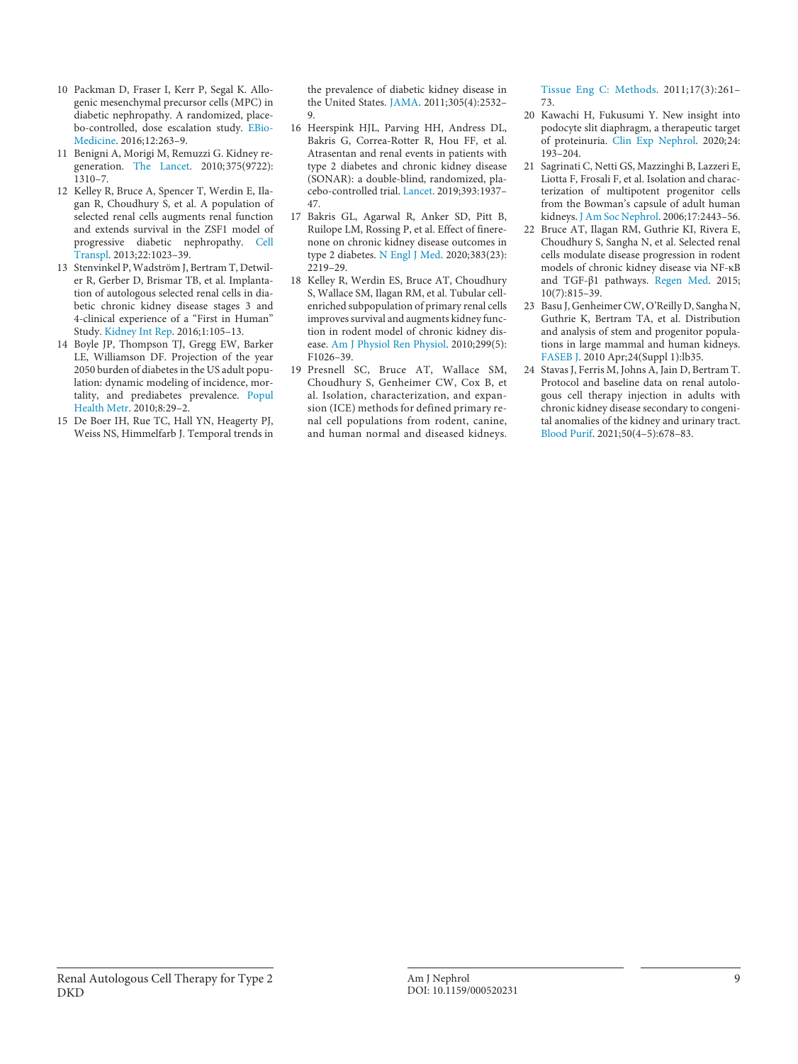10 Packman D, Fraser I, Kerr P, Segal K. Allogenic mesenchymal precursor cells (MPC) in diabetic nephropathy. A randomized, placebo-controlled, dose escalation study. EBioMedicine. 2016;12:263–9.

11 Benigni A, Morigi M, Remuzzi G. Kidney regeneration. The Lancet. 2010;375(9722):1310–7.

12 Kelley R, Bruce A, Spencer T, Werdin E, Ilagan R, Choudhury S, et al. A population of selected renal cells augments renal function and extends survival in the ZSF1 model of progressive diabetic nephropathy. Cell Transpl. 2013;22:1023–39.

13 Stenvinkel P, Wadström J, Bertram T, Detwiler R, Gerber D, Brismar TB, et al. Implantation of autologous selected renal cells in diabetic chronic kidney disease stages 3 and 4-clinical experience of a "First in Human" Study. Kidney Int Rep. 2016;1:105–13.

14 Boyle JP, Thompson TJ, Gregg EW, Barker LE, Williamson DF. Projection of the year 2050 burden of diabetes in the US adult population: dynamic modeling of incidence, mortality, and prediabetes prevalence. Popul Health Metr. 2010;8:29–2.

15 De Boer IH, Rue TC, Hall YN, Heagerty PJ, Weiss NS, Himmelfarb J. Temporal trends in the prevalence of diabetic kidney disease in the United States. JAMA. 2011;305(4):2532–9.

16 Heerspink HJL, Parving HH, Andress DL, Bakris G, Correa-Rotter R, Hou FF, et al. Atrasentan and renal events in patients with type 2 diabetes and chronic kidney disease (SONAR): a double-blind, randomized, placebo-controlled trial. Lancet. 2019;393:1937–47.

17 Bakris GL, Agarwal R, Anker SD, Pitt B, Ruilope LM, Rossing P, et al. Effect of finerenone on chronic kidney disease outcomes in type 2 diabetes. N Engl J Med. 2020;383(23):2219–29.

18 Kelley R, Werdin ES, Bruce AT, Choudhury S, Wallace SM, Ilagan RM, et al. Tubular cell-enriched subpopulation of primary renal cells improves survival and augments kidney function in rodent model of chronic kidney disease. Am J Physiol Ren Physiol. 2010;299(5):F1026–39.

19 Presnell SC, Bruce AT, Wallace SM, Choudhury S, Genheimer CW, Cox B, et al. Isolation, characterization, and expansion (ICE) methods for defined primary renal cell populations from rodent, canine, and human normal and diseased kidneys. Tissue Eng C: Methods. 2011;17(3):261–73.

20 Kawachi H, Fukusumi Y. New insight into podocyte slit diaphragm, a therapeutic target of proteinuria. Clin Exp Nephrol. 2020;24:193–204.

21 Sagrinati C, Netti GS, Mazzinghi B, Lazzeri E, Liotta F, Frosali F, et al. Isolation and characterization of multipotent progenitor cells from the Bowman's capsule of adult human kidneys. J Am Soc Nephrol. 2006;17:2443–56.

22 Bruce AT, Ilagan RM, Guthrie KI, Rivera E, Choudhury S, Sangha N, et al. Selected renal cells modulate disease progression in rodent models of chronic kidney disease via NF-κB and TGF-β1 pathways. Regen Med. 2015;10(7):815–39.

23 Basu J, Genheimer CW, O'Reilly D, Sangha N, Guthrie K, Bertram TA, et al. Distribution and analysis of stem and progenitor populations in large mammal and human kidneys. FASEB J. 2010 Apr;24(Suppl 1):lb35.

24 Stavas J, Ferris M, Johns A, Jain D, Bertram T. Protocol and baseline data on renal autologous cell therapy injection in adults with chronic kidney disease secondary to congenital anomalies of the kidney and urinary tract. Blood Purif. 2021;50(4–5):678–83.